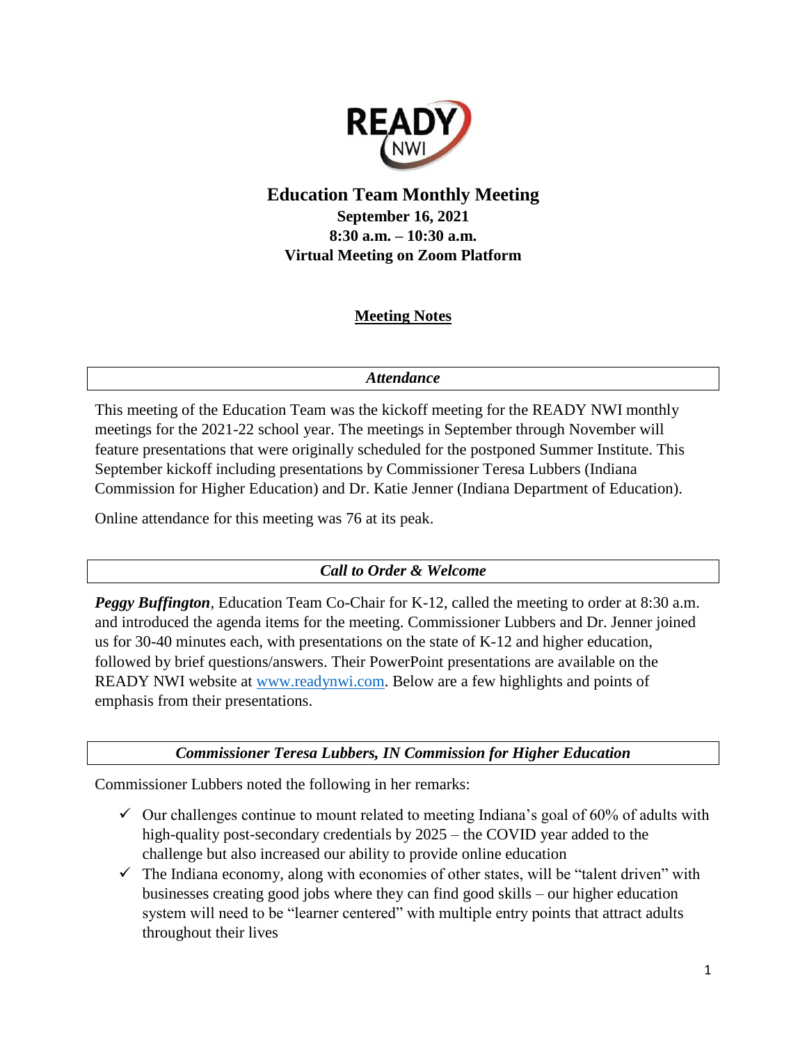# Education Team Monthly Meeting

**September 16, 2021**
**8:30 a.m. – 10:30 a.m.**
**Virtual Meeting on Zoom Platform**

## Meeting Notes

### *Attendance*

This meeting of the Education Team was the kickoff meeting for the READY NWI monthly meetings for the 2021-22 school year. The meetings in September through November will feature presentations that were originally scheduled for the postponed Summer Institute. This September kickoff including presentations by Commissioner Teresa Lubbers (Indiana Commission for Higher Education) and Dr. Katie Jenner (Indiana Department of Education).

Online attendance for this meeting was 76 at its peak.

### *Call to Order & Welcome*

***Peggy Buffington***, Education Team Co-Chair for K-12, called the meeting to order at 8:30 a.m. and introduced the agenda items for the meeting. Commissioner Lubbers and Dr. Jenner joined us for 30-40 minutes each, with presentations on the state of K-12 and higher education, followed by brief questions/answers. Their PowerPoint presentations are available on the READY NWI website at www.readynwi.com. Below are a few highlights and points of emphasis from their presentations.

### *Commissioner Teresa Lubbers, IN Commission for Higher Education*

Commissioner Lubbers noted the following in her remarks:

- ✓ Our challenges continue to mount related to meeting Indiana's goal of 60% of adults with high-quality post-secondary credentials by 2025 – the COVID year added to the challenge but also increased our ability to provide online education
- ✓ The Indiana economy, along with economies of other states, will be "talent driven" with businesses creating good jobs where they can find good skills – our higher education system will need to be "learner centered" with multiple entry points that attract adults throughout their lives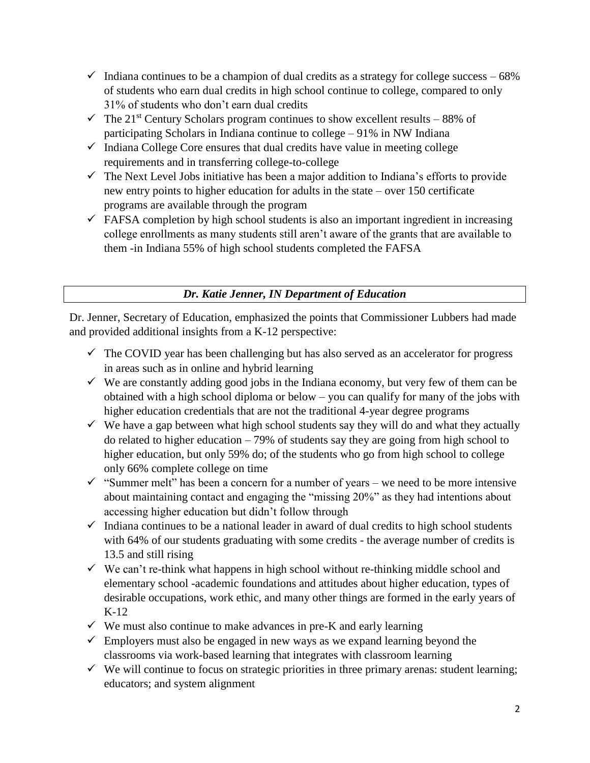- ✓ Indiana continues to be a champion of dual credits as a strategy for college success – 68% of students who earn dual credits in high school continue to college, compared to only 31% of students who don't earn dual credits
- ✓ The 21st Century Scholars program continues to show excellent results – 88% of participating Scholars in Indiana continue to college – 91% in NW Indiana
- ✓ Indiana College Core ensures that dual credits have value in meeting college requirements and in transferring college-to-college
- ✓ The Next Level Jobs initiative has been a major addition to Indiana's efforts to provide new entry points to higher education for adults in the state – over 150 certificate programs are available through the program
- ✓ FAFSA completion by high school students is also an important ingredient in increasing college enrollments as many students still aren't aware of the grants that are available to them -in Indiana 55% of high school students completed the FAFSA

### ***Dr. Katie Jenner, IN Department of Education***

Dr. Jenner, Secretary of Education, emphasized the points that Commissioner Lubbers had made and provided additional insights from a K-12 perspective:

- ✓ The COVID year has been challenging but has also served as an accelerator for progress in areas such as in online and hybrid learning
- ✓ We are constantly adding good jobs in the Indiana economy, but very few of them can be obtained with a high school diploma or below – you can qualify for many of the jobs with higher education credentials that are not the traditional 4-year degree programs
- ✓ We have a gap between what high school students say they will do and what they actually do related to higher education – 79% of students say they are going from high school to higher education, but only 59% do; of the students who go from high school to college only 66% complete college on time
- ✓ "Summer melt" has been a concern for a number of years – we need to be more intensive about maintaining contact and engaging the "missing 20%" as they had intentions about accessing higher education but didn't follow through
- ✓ Indiana continues to be a national leader in award of dual credits to high school students with 64% of our students graduating with some credits - the average number of credits is 13.5 and still rising
- ✓ We can't re-think what happens in high school without re-thinking middle school and elementary school -academic foundations and attitudes about higher education, types of desirable occupations, work ethic, and many other things are formed in the early years of K-12
- ✓ We must also continue to make advances in pre-K and early learning
- ✓ Employers must also be engaged in new ways as we expand learning beyond the classrooms via work-based learning that integrates with classroom learning
- ✓ We will continue to focus on strategic priorities in three primary arenas: student learning; educators; and system alignment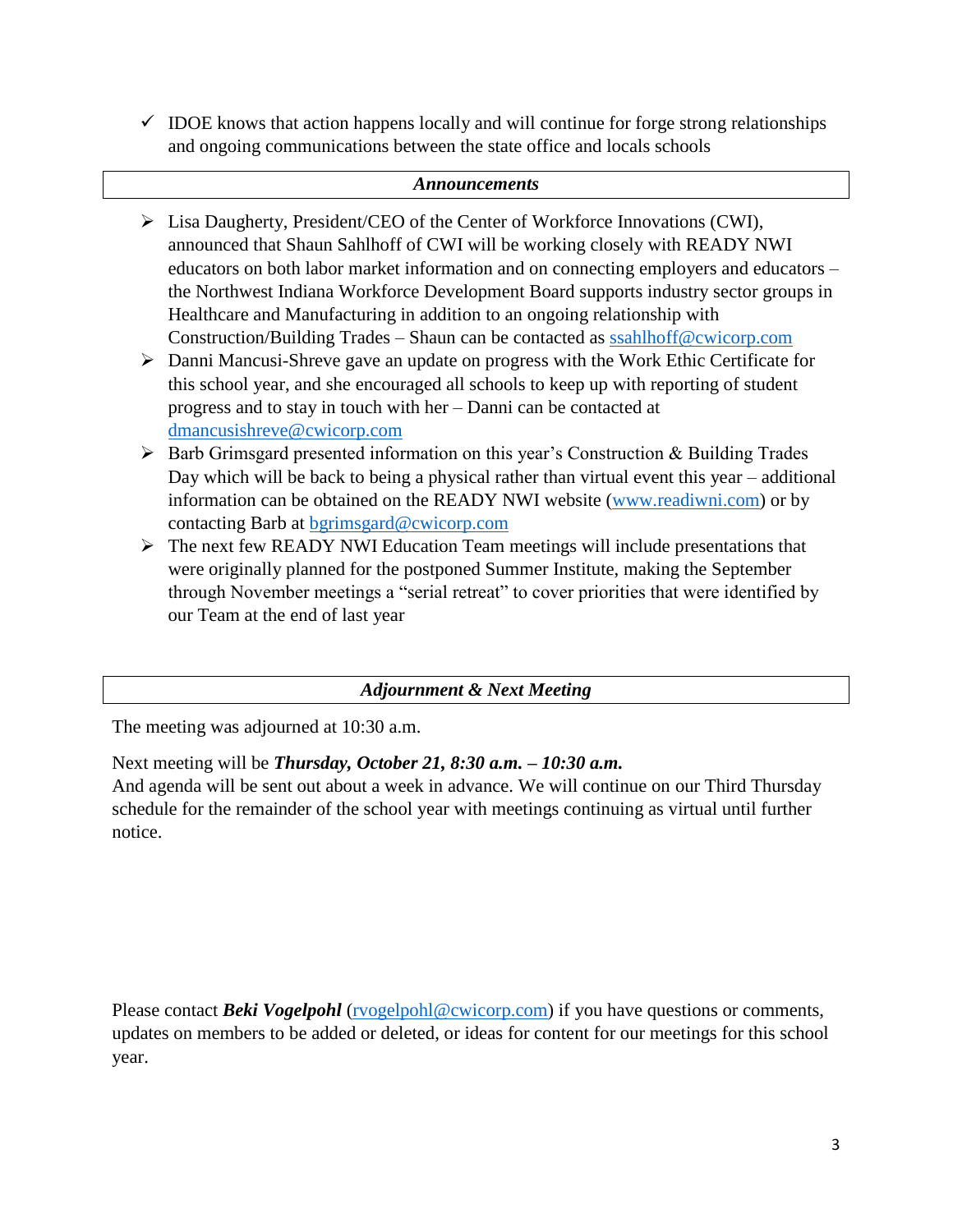- ✓ IDOE knows that action happens locally and will continue for forge strong relationships and ongoing communications between the state office and locals schools

## *Announcements*

- Lisa Daugherty, President/CEO of the Center of Workforce Innovations (CWI), announced that Shaun Sahlhoff of CWI will be working closely with READY NWI educators on both labor market information and on connecting employers and educators – the Northwest Indiana Workforce Development Board supports industry sector groups in Healthcare and Manufacturing in addition to an ongoing relationship with Construction/Building Trades – Shaun can be contacted as ssahlhoff@cwicorp.com
- Danni Mancusi-Shreve gave an update on progress with the Work Ethic Certificate for this school year, and she encouraged all schools to keep up with reporting of student progress and to stay in touch with her – Danni can be contacted at dmancusishreve@cwicorp.com
- Barb Grimsgard presented information on this year's Construction & Building Trades Day which will be back to being a physical rather than virtual event this year – additional information can be obtained on the READY NWI website (www.readiwni.com) or by contacting Barb at bgrimsgard@cwicorp.com
- The next few READY NWI Education Team meetings will include presentations that were originally planned for the postponed Summer Institute, making the September through November meetings a "serial retreat" to cover priorities that were identified by our Team at the end of last year

## *Adjournment & Next Meeting*

The meeting was adjourned at 10:30 a.m.

Next meeting will be ***Thursday, October 21, 8:30 a.m. – 10:30 a.m.***
And agenda will be sent out about a week in advance. We will continue on our Third Thursday schedule for the remainder of the school year with meetings continuing as virtual until further notice.

Please contact ***Beki Vogelpohl*** (rvogelpohl@cwicorp.com) if you have questions or comments, updates on members to be added or deleted, or ideas for content for our meetings for this school year.